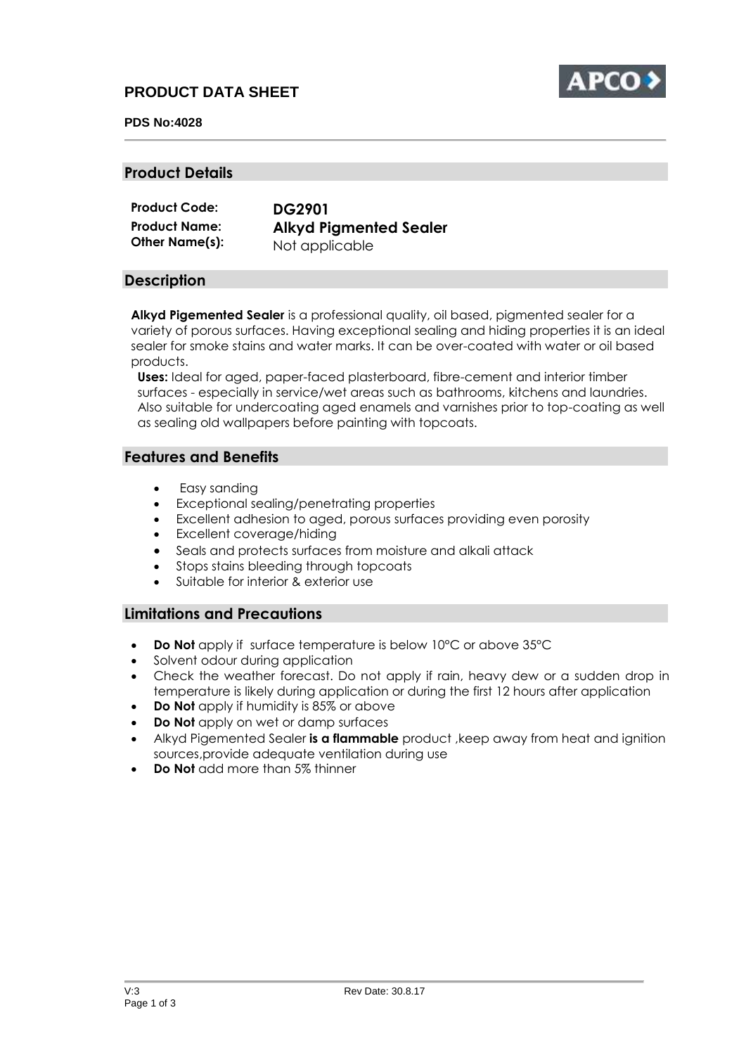# PRODUCT DATA SHEET

**PDS No:4028**

## Product Details

| | |
|---|---|
| **Product Code:** | **DG2901** |
| **Product Name:** | **Alkyd Pigmented Sealer** |
| **Other Name(s):** | Not applicable |

## Description

**Alkyd Pigemented Sealer** is a professional quality, oil based, pigmented sealer for a variety of porous surfaces. Having exceptional sealing and hiding properties it is an ideal sealer for smoke stains and water marks. It can be over-coated with water or oil based products.

**Uses:** Ideal for aged, paper-faced plasterboard, fibre-cement and interior timber surfaces - especially in service/wet areas such as bathrooms, kitchens and laundries. Also suitable for undercoating aged enamels and varnishes prior to top-coating as well as sealing old wallpapers before painting with topcoats.

## Features and Benefits

- Easy sanding
- Exceptional sealing/penetrating properties
- Excellent adhesion to aged, porous surfaces providing even porosity
- Excellent coverage/hiding
- Seals and protects surfaces from moisture and alkali attack
- Stops stains bleeding through topcoats
- Suitable for interior & exterior use

## Limitations and Precautions

- **Do Not** apply if surface temperature is below 10°C or above 35°C
- Solvent odour during application
- Check the weather forecast. Do not apply if rain, heavy dew or a sudden drop in temperature is likely during application or during the first 12 hours after application
- **Do Not** apply if humidity is 85% or above
- **Do Not** apply on wet or damp surfaces
- Alkyd Pigemented Sealer **is a flammable** product ,keep away from heat and ignition sources,provide adequate ventilation during use
- **Do Not** add more than 5% thinner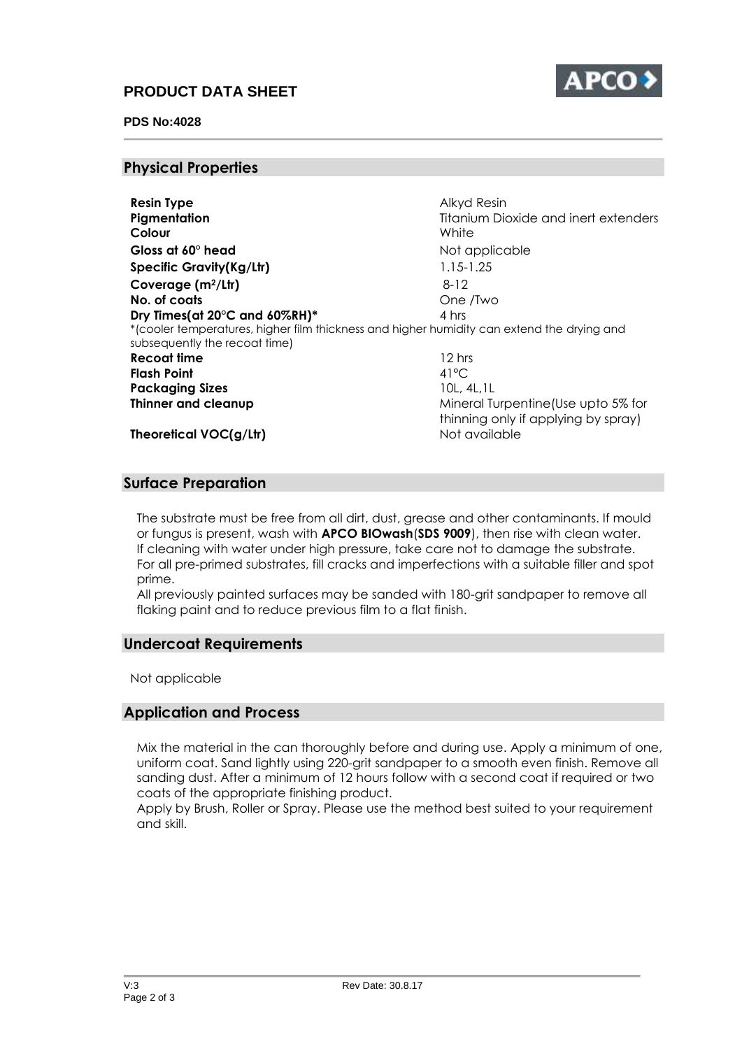# PRODUCT DATA SHEET

**PDS No:4028**

## Physical Properties

| Property | Value |
|---|---|
| **Resin Type** | Alkyd Resin |
| **Pigmentation** | Titanium Dioxide and inert extenders |
| **Colour** | White |
| **Gloss at 60° head** | Not applicable |
| **Specific Gravity(Kg/Ltr)** | 1.15-1.25 |
| **Coverage (m²/Ltr)** | 8-12 |
| **No. of coats** | One /Two |
| **Dry Times(at 20°C and 60%RH)*** | 4 hrs |

*(cooler temperatures, higher film thickness and higher humidity can extend the drying and subsequently the recoat time)

| Property | Value |
|---|---|
| **Recoat time** | 12 hrs |
| **Flash Point** | 41°C |
| **Packaging Sizes** | 10L, 4L,1L |
| **Thinner and cleanup** | Mineral Turpentine(Use upto 5% for thinning only if applying by spray) |
| **Theoretical VOC(g/Ltr)** | Not available |

## Surface Preparation

The substrate must be free from all dirt, dust, grease and other contaminants. If mould or fungus is present, wash with **APCO BIOwash**(**SDS 9009**), then rise with clean water. If cleaning with water under high pressure, take care not to damage the substrate. For all pre-primed substrates, fill cracks and imperfections with a suitable filler and spot prime.
All previously painted surfaces may be sanded with 180-grit sandpaper to remove all flaking paint and to reduce previous film to a flat finish.

## Undercoat Requirements

Not applicable

## Application and Process

Mix the material in the can thoroughly before and during use. Apply a minimum of one, uniform coat. Sand lightly using 220-grit sandpaper to a smooth even finish. Remove all sanding dust. After a minimum of 12 hours follow with a second coat if required or two coats of the appropriate finishing product.
Apply by Brush, Roller or Spray. Please use the method best suited to your requirement and skill.

V:3 Rev Date: 30.8.17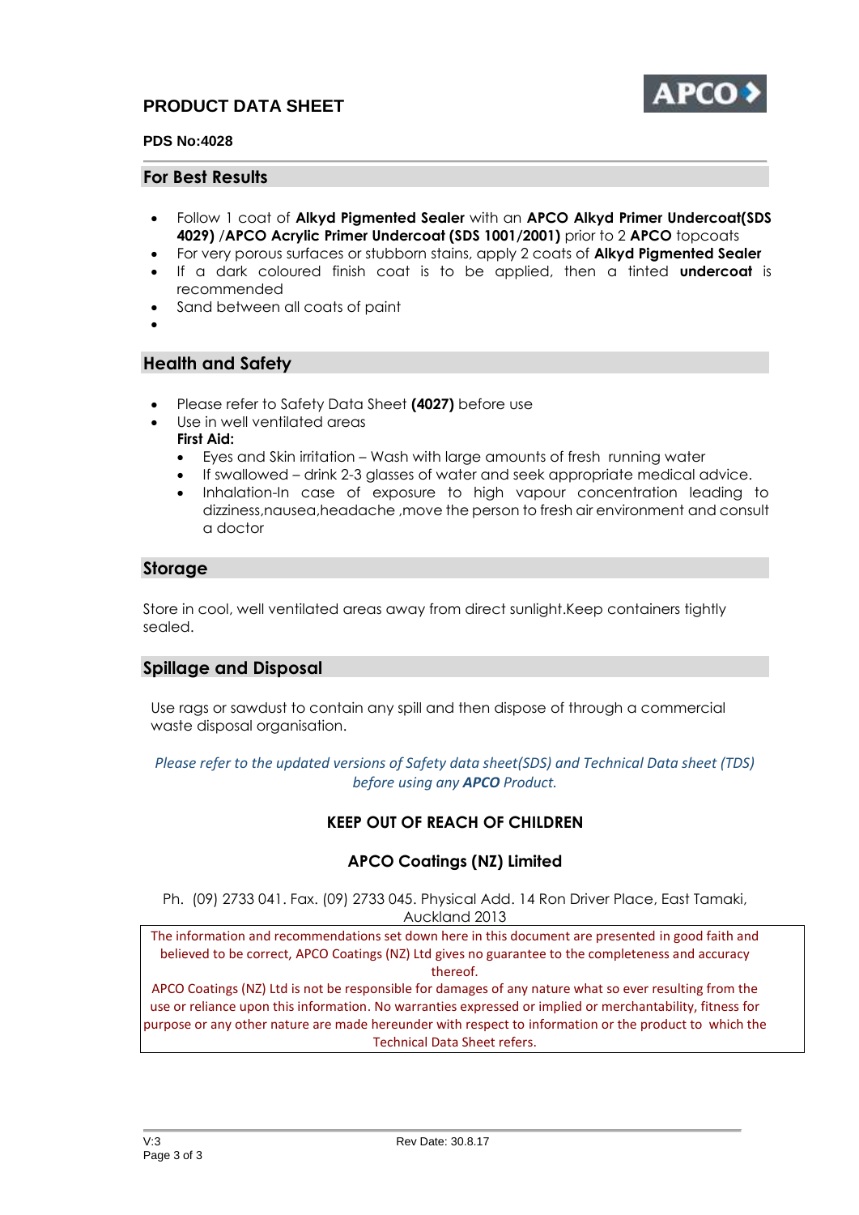## PRODUCT DATA SHEET

**PDS No:4028**

## For Best Results

- Follow 1 coat of **Alkyd Pigmented Sealer** with an **APCO Alkyd Primer Undercoat(SDS 4029)** /**APCO Acrylic Primer Undercoat (SDS 1001/2001)** prior to 2 **APCO** topcoats
- For very porous surfaces or stubborn stains, apply 2 coats of **Alkyd Pigmented Sealer**
- If a dark coloured finish coat is to be applied, then a tinted **undercoat** is recommended
- Sand between all coats of paint

## Health and Safety

- Please refer to Safety Data Sheet **(4027)** before use
- Use in well ventilated areas

  **First Aid:**
  - Eyes and Skin irritation – Wash with large amounts of fresh running water
  - If swallowed – drink 2-3 glasses of water and seek appropriate medical advice.
  - Inhalation-In case of exposure to high vapour concentration leading to dizziness,nausea,headache ,move the person to fresh air environment and consult a doctor

## Storage

Store in cool, well ventilated areas away from direct sunlight.Keep containers tightly sealed.

## Spillage and Disposal

Use rags or sawdust to contain any spill and then dispose of through a commercial waste disposal organisation.

*Please refer to the updated versions of Safety data sheet(SDS) and Technical Data sheet (TDS) before using any **APCO** Product.*

**KEEP OUT OF REACH OF CHILDREN**

**APCO Coatings (NZ) Limited**

Ph. (09) 2733 041. Fax. (09) 2733 045. Physical Add. 14 Ron Driver Place, East Tamaki, Auckland 2013

The information and recommendations set down here in this document are presented in good faith and believed to be correct, APCO Coatings (NZ) Ltd gives no guarantee to the completeness and accuracy thereof.

APCO Coatings (NZ) Ltd is not be responsible for damages of any nature what so ever resulting from the use or reliance upon this information. No warranties expressed or implied or merchantability, fitness for purpose or any other nature are made hereunder with respect to information or the product to which the Technical Data Sheet refers.

V:3 Rev Date: 30.8.17